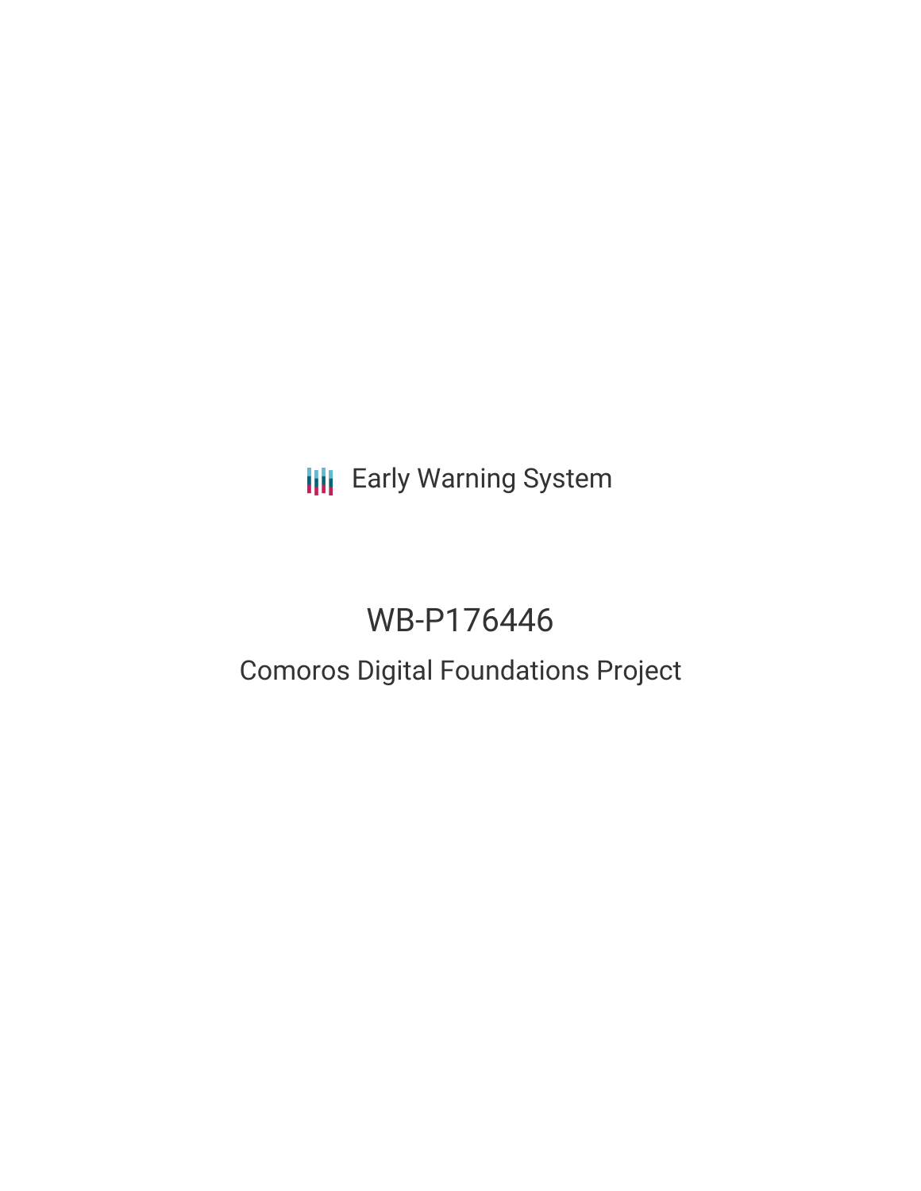Early Warning System

# WB-P176446

## Comoros Digital Foundations Project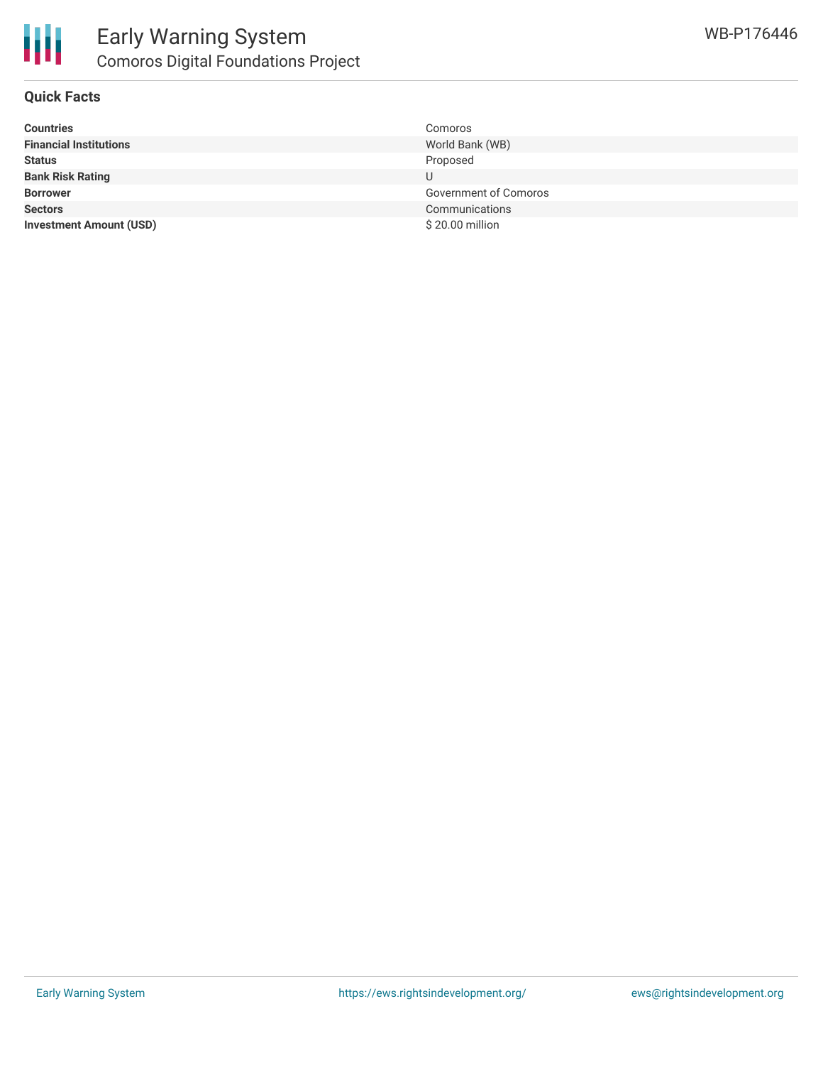## Quick Facts

| | |
|---|---|
| **Countries** | Comoros |
| **Financial Institutions** | World Bank (WB) |
| **Status** | Proposed |
| **Bank Risk Rating** | U |
| **Borrower** | Government of Comoros |
| **Sectors** | Communications |
| **Investment Amount (USD)** | $ 20.00 million |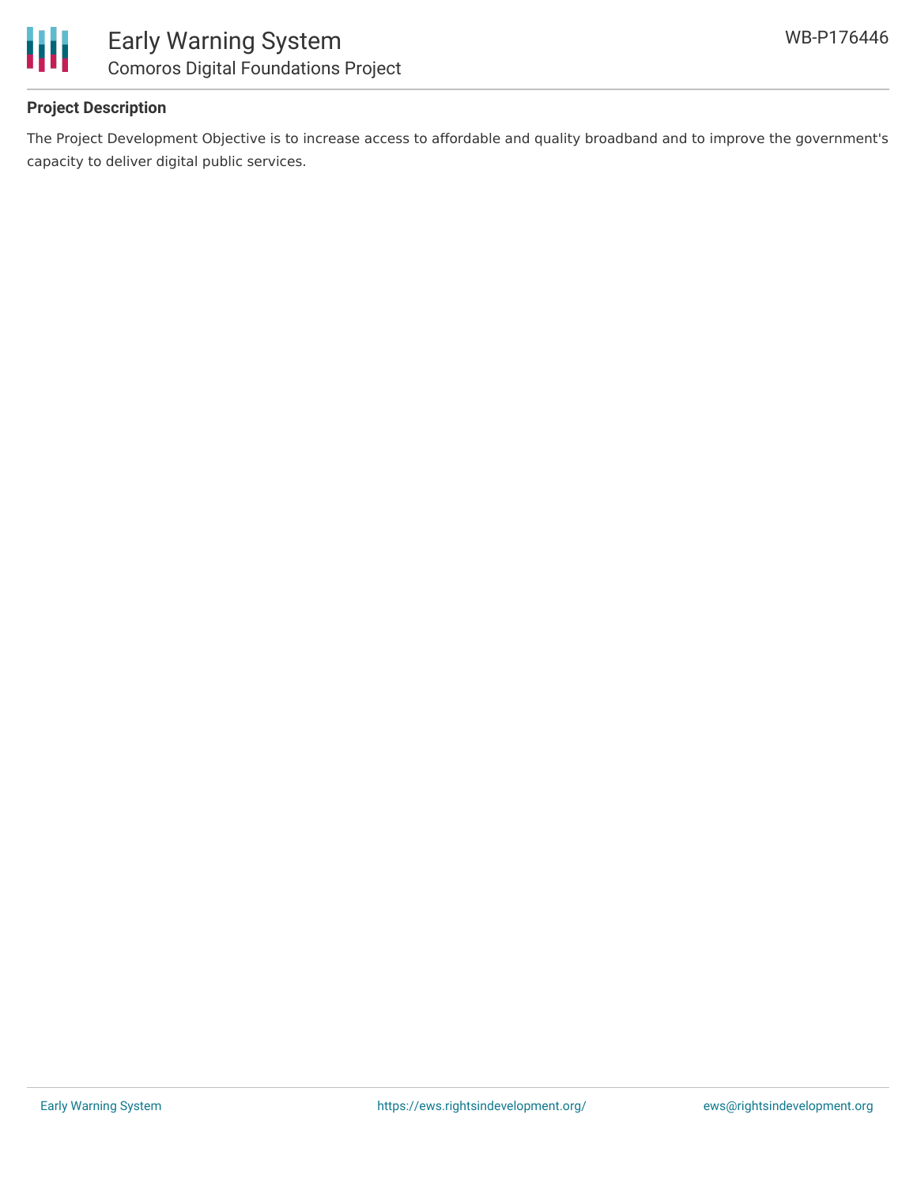## Project Description

The Project Development Objective is to increase access to affordable and quality broadband and to improve the government's capacity to deliver digital public services.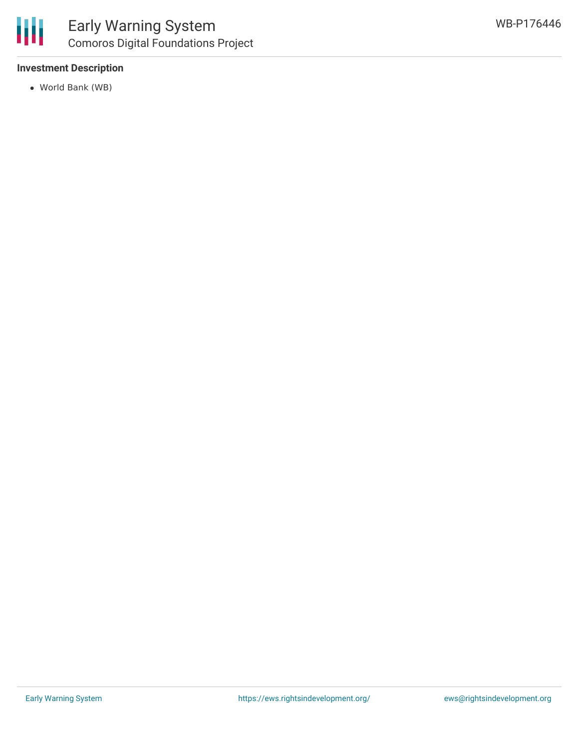**Investment Description**

- World Bank (WB)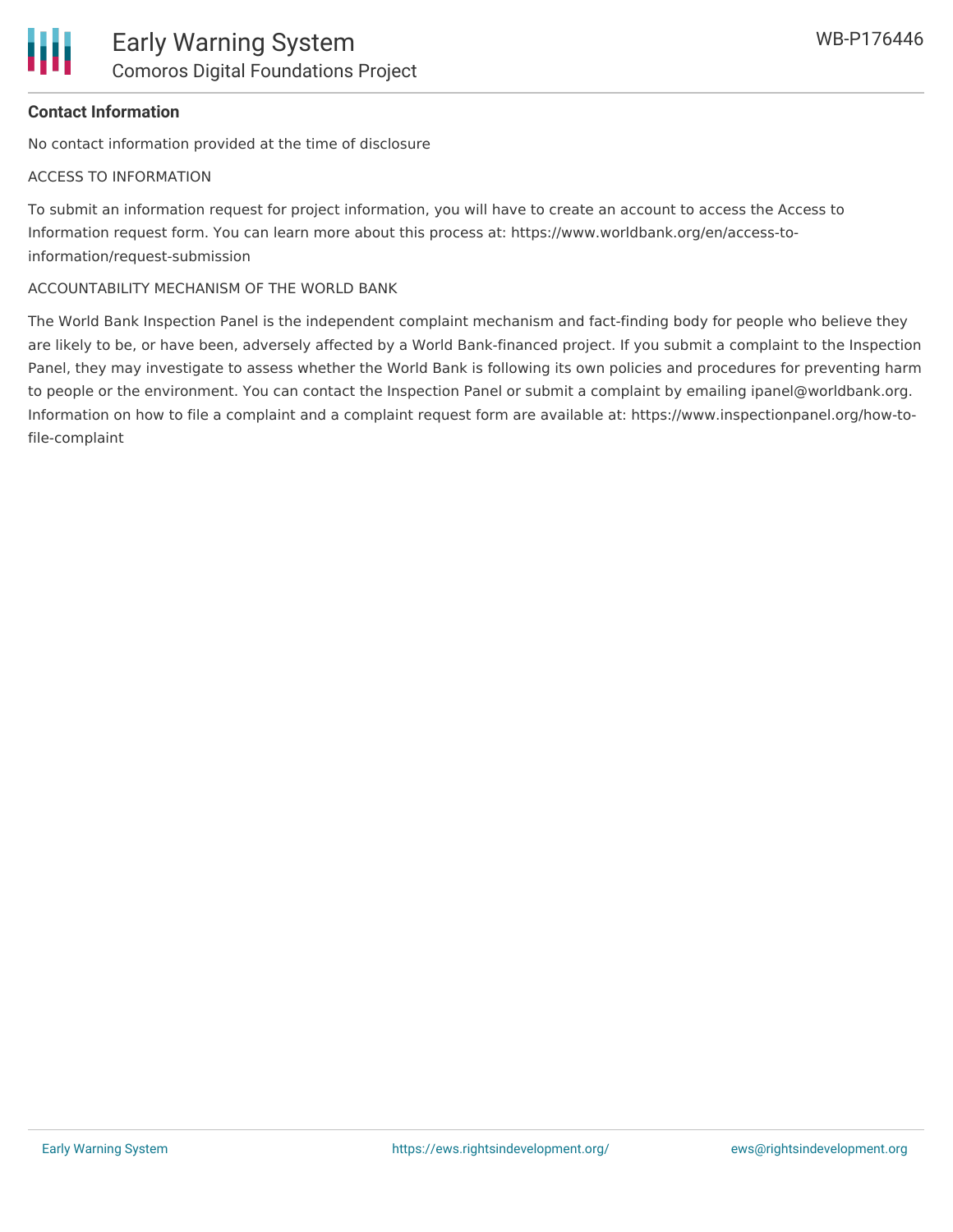**Contact Information**

No contact information provided at the time of disclosure

ACCESS TO INFORMATION

To submit an information request for project information, you will have to create an account to access the Access to Information request form. You can learn more about this process at: https://www.worldbank.org/en/access-to-information/request-submission

ACCOUNTABILITY MECHANISM OF THE WORLD BANK

The World Bank Inspection Panel is the independent complaint mechanism and fact-finding body for people who believe they are likely to be, or have been, adversely affected by a World Bank-financed project. If you submit a complaint to the Inspection Panel, they may investigate to assess whether the World Bank is following its own policies and procedures for preventing harm to people or the environment. You can contact the Inspection Panel or submit a complaint by emailing ipanel@worldbank.org. Information on how to file a complaint and a complaint request form are available at: https://www.inspectionpanel.org/how-to-file-complaint